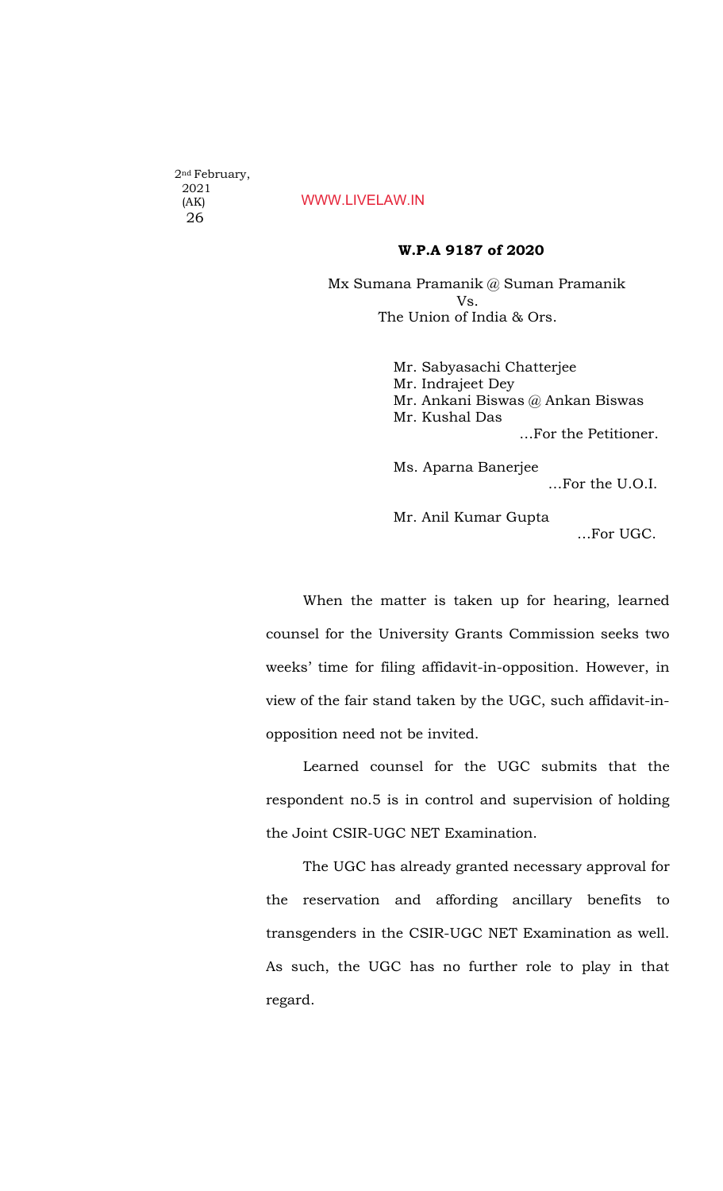2nd February, 2021
(AK)
26

WWW.LIVELAW.IN

**W.P.A 9187 of 2020**

Mx Sumana Pramanik @ Suman Pramanik
Vs.
The Union of India & Ors.

Mr. Sabyasachi Chatterjee
Mr. Indrajeet Dey
Mr. Ankani Biswas @ Ankan Biswas
Mr. Kushal Das
...For the Petitioner.

Ms. Aparna Banerjee
...For the U.O.I.

Mr. Anil Kumar Gupta
...For UGC.

When the matter is taken up for hearing, learned counsel for the University Grants Commission seeks two weeks' time for filing affidavit-in-opposition. However, in view of the fair stand taken by the UGC, such affidavit-in-opposition need not be invited.

Learned counsel for the UGC submits that the respondent no.5 is in control and supervision of holding the Joint CSIR-UGC NET Examination.

The UGC has already granted necessary approval for the reservation and affording ancillary benefits to transgenders in the CSIR-UGC NET Examination as well. As such, the UGC has no further role to play in that regard.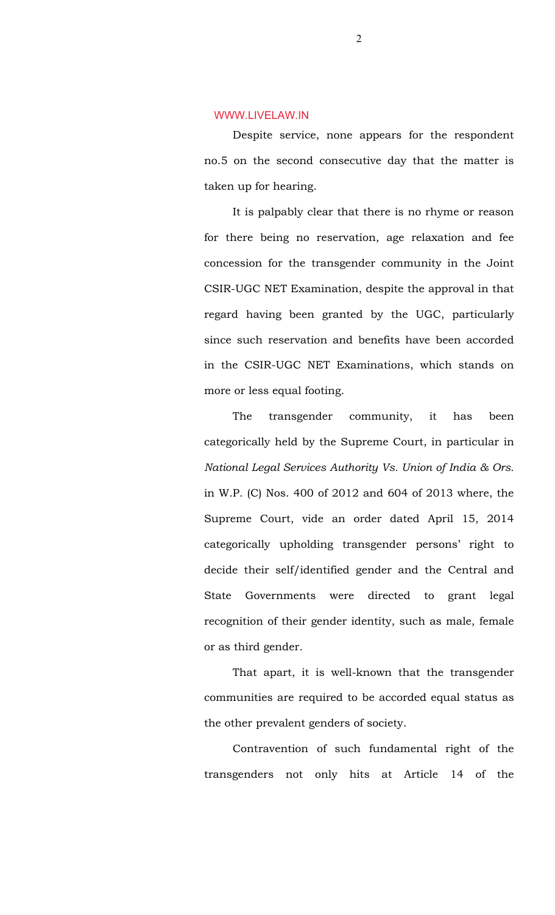Despite service, none appears for the respondent no.5 on the second consecutive day that the matter is taken up for hearing.

It is palpably clear that there is no rhyme or reason for there being no reservation, age relaxation and fee concession for the transgender community in the Joint CSIR-UGC NET Examination, despite the approval in that regard having been granted by the UGC, particularly since such reservation and benefits have been accorded in the CSIR-UGC NET Examinations, which stands on more or less equal footing.

The transgender community, it has been categorically held by the Supreme Court, in particular in *National Legal Services Authority Vs. Union of India & Ors.* in W.P. (C) Nos. 400 of 2012 and 604 of 2013 where, the Supreme Court, vide an order dated April 15, 2014 categorically upholding transgender persons' right to decide their self/identified gender and the Central and State Governments were directed to grant legal recognition of their gender identity, such as male, female or as third gender.

That apart, it is well-known that the transgender communities are required to be accorded equal status as the other prevalent genders of society.

Contravention of such fundamental right of the transgenders not only hits at Article 14 of the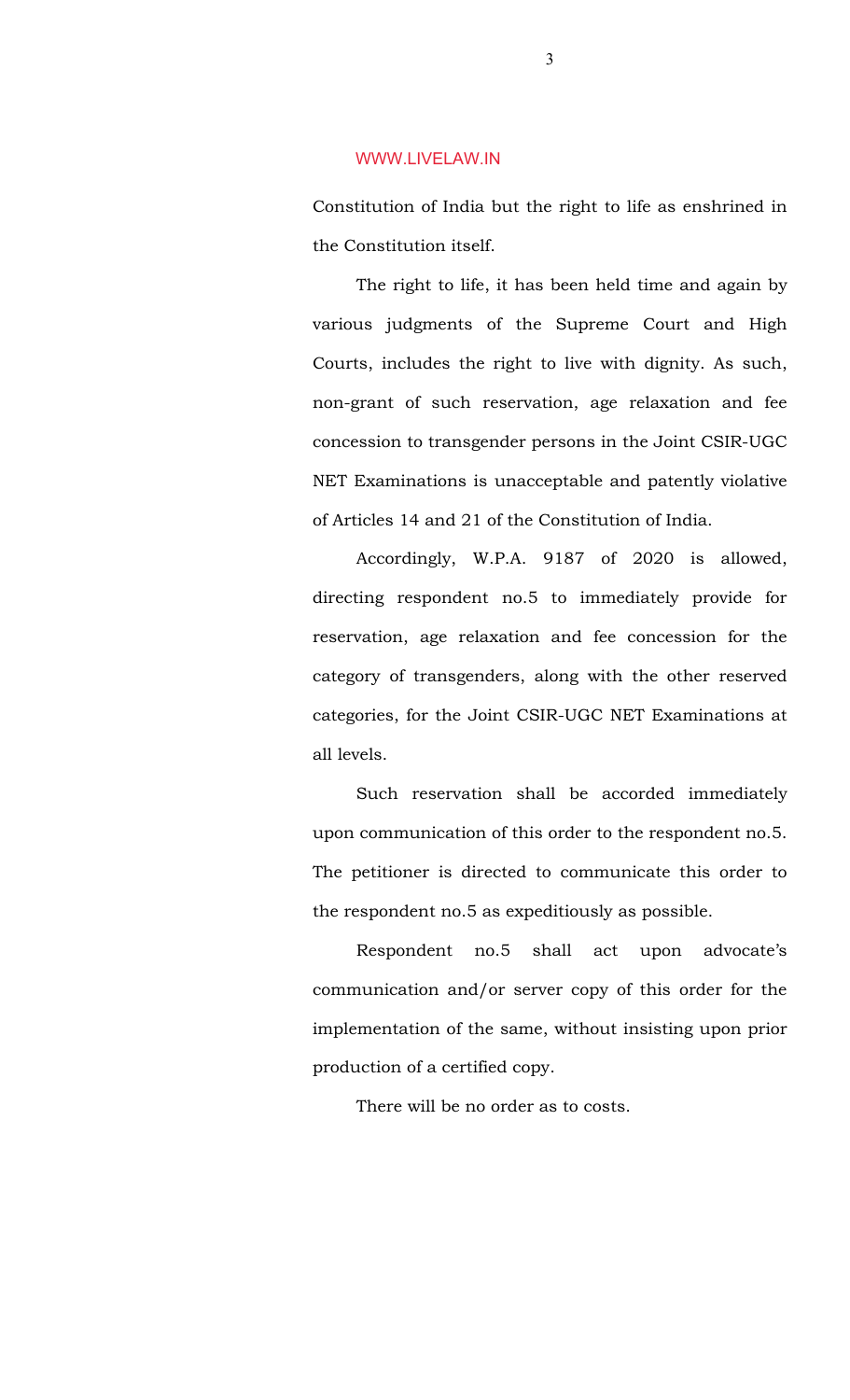Constitution of India but the right to life as enshrined in the Constitution itself.

The right to life, it has been held time and again by various judgments of the Supreme Court and High Courts, includes the right to live with dignity. As such, non-grant of such reservation, age relaxation and fee concession to transgender persons in the Joint CSIR-UGC NET Examinations is unacceptable and patently violative of Articles 14 and 21 of the Constitution of India.

Accordingly, W.P.A. 9187 of 2020 is allowed, directing respondent no.5 to immediately provide for reservation, age relaxation and fee concession for the category of transgenders, along with the other reserved categories, for the Joint CSIR-UGC NET Examinations at all levels.

Such reservation shall be accorded immediately upon communication of this order to the respondent no.5. The petitioner is directed to communicate this order to the respondent no.5 as expeditiously as possible.

Respondent no.5 shall act upon advocate's communication and/or server copy of this order for the implementation of the same, without insisting upon prior production of a certified copy.

There will be no order as to costs.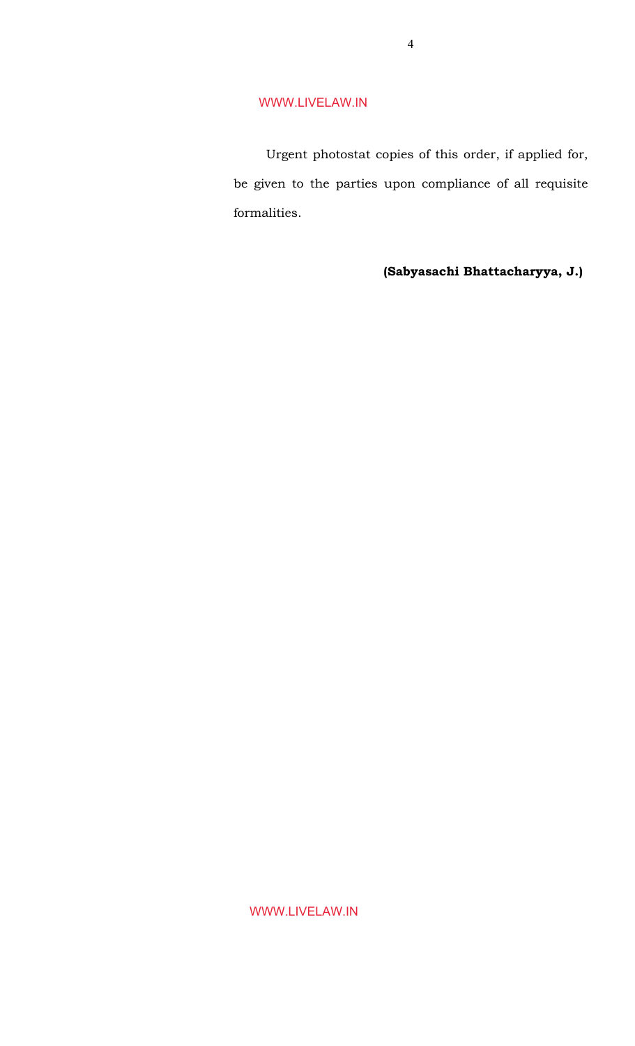Urgent photostat copies of this order, if applied for, be given to the parties upon compliance of all requisite formalities.

**(Sabyasachi Bhattacharyya, J.)**